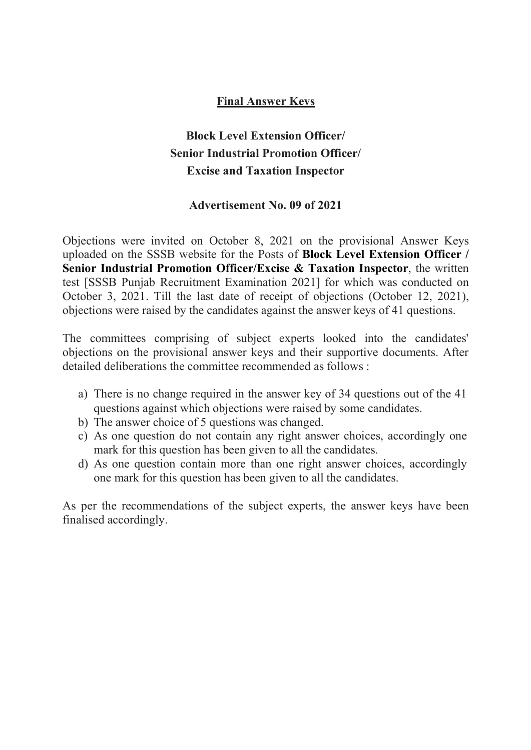## Final Answer Keys

### Block Level Extension Officer/ Senior Industrial Promotion Officer/ Excise and Taxation Inspector

### Advertisement No. 09 of 2021

Objections were invited on October 8, 2021 on the provisional Answer Keys uploaded on the SSSB website for the Posts of **Block Level Extension Officer / Senior Industrial Promotion Officer/Excise & Taxation Inspector**, the written test [SSSB Punjab Recruitment Examination 2021] for which was conducted on October 3, 2021. Till the last date of receipt of objections (October 12, 2021), objections were raised by the candidates against the answer keys of 41 questions.

The committees comprising of subject experts looked into the candidates' objections on the provisional answer keys and their supportive documents. After detailed deliberations the committee recommended as follows :

a) There is no change required in the answer key of 34 questions out of the 41 questions against which objections were raised by some candidates.
b) The answer choice of 5 questions was changed.
c) As one question do not contain any right answer choices, accordingly one mark for this question has been given to all the candidates.
d) As one question contain more than one right answer choices, accordingly one mark for this question has been given to all the candidates.

As per the recommendations of the subject experts, the answer keys have been finalised accordingly.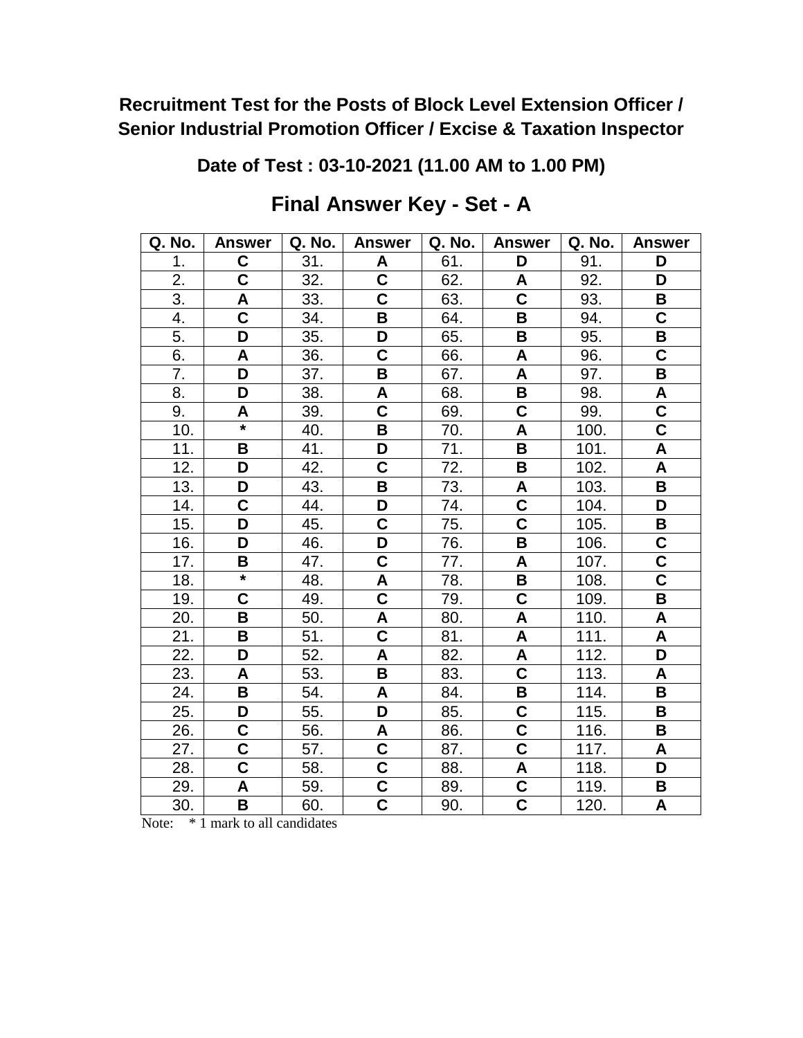**Recruitment Test for the Posts of Block Level Extension Officer / Senior Industrial Promotion Officer / Excise & Taxation Inspector**

**Date of Test : 03-10-2021 (11.00 AM to 1.00 PM)**

## Final Answer Key - Set - A

| Q. No. | Answer | Q. No. | Answer | Q. No. | Answer | Q. No. | Answer |
|---|---|---|---|---|---|---|---|
| 1. | **C** | 31. | **A** | 61. | **D** | 91. | **D** |
| 2. | **C** | 32. | **C** | 62. | **A** | 92. | **D** |
| 3. | **A** | 33. | **C** | 63. | **C** | 93. | **B** |
| 4. | **C** | 34. | **B** | 64. | **B** | 94. | **C** |
| 5. | **D** | 35. | **D** | 65. | **B** | 95. | **B** |
| 6. | **A** | 36. | **C** | 66. | **A** | 96. | **C** |
| 7. | **D** | 37. | **B** | 67. | **A** | 97. | **B** |
| 8. | **D** | 38. | **A** | 68. | **B** | 98. | **A** |
| 9. | **A** | 39. | **C** | 69. | **C** | 99. | **C** |
| 10. | * | 40. | **B** | 70. | **A** | 100. | **C** |
| 11. | **B** | 41. | **D** | 71. | **B** | 101. | **A** |
| 12. | **D** | 42. | **C** | 72. | **B** | 102. | **A** |
| 13. | **D** | 43. | **B** | 73. | **A** | 103. | **B** |
| 14. | **C** | 44. | **D** | 74. | **C** | 104. | **D** |
| 15. | **D** | 45. | **C** | 75. | **C** | 105. | **B** |
| 16. | **D** | 46. | **D** | 76. | **B** | 106. | **C** |
| 17. | **B** | 47. | **C** | 77. | **A** | 107. | **C** |
| 18. | * | 48. | **A** | 78. | **B** | 108. | **C** |
| 19. | **C** | 49. | **C** | 79. | **C** | 109. | **B** |
| 20. | **B** | 50. | **A** | 80. | **A** | 110. | **A** |
| 21. | **B** | 51. | **C** | 81. | **A** | 111. | **A** |
| 22. | **D** | 52. | **A** | 82. | **A** | 112. | **D** |
| 23. | **A** | 53. | **B** | 83. | **C** | 113. | **A** |
| 24. | **B** | 54. | **A** | 84. | **B** | 114. | **B** |
| 25. | **D** | 55. | **D** | 85. | **C** | 115. | **B** |
| 26. | **C** | 56. | **A** | 86. | **C** | 116. | **B** |
| 27. | **C** | 57. | **C** | 87. | **C** | 117. | **A** |
| 28. | **C** | 58. | **C** | 88. | **A** | 118. | **D** |
| 29. | **A** | 59. | **C** | 89. | **C** | 119. | **B** |
| 30. | **B** | 60. | **C** | 90. | **C** | 120. | **A** |

Note: * 1 mark to all candidates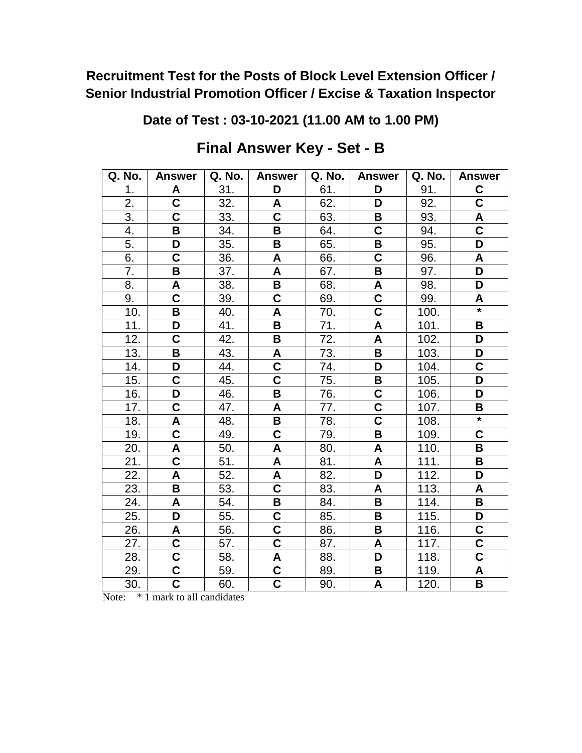**Recruitment Test for the Posts of Block Level Extension Officer / Senior Industrial Promotion Officer / Excise & Taxation Inspector**

**Date of Test : 03-10-2021 (11.00 AM to 1.00 PM)**

## Final Answer Key - Set - B

| Q. No. | Answer | Q. No. | Answer | Q. No. | Answer | Q. No. | Answer |
|---|---|---|---|---|---|---|---|
| 1. | A | 31. | D | 61. | D | 91. | C |
| 2. | C | 32. | A | 62. | D | 92. | C |
| 3. | C | 33. | C | 63. | B | 93. | A |
| 4. | B | 34. | B | 64. | C | 94. | C |
| 5. | D | 35. | B | 65. | B | 95. | D |
| 6. | C | 36. | A | 66. | C | 96. | A |
| 7. | B | 37. | A | 67. | B | 97. | D |
| 8. | A | 38. | B | 68. | A | 98. | D |
| 9. | C | 39. | C | 69. | C | 99. | A |
| 10. | B | 40. | A | 70. | C | 100. | * |
| 11. | D | 41. | B | 71. | A | 101. | B |
| 12. | C | 42. | B | 72. | A | 102. | D |
| 13. | B | 43. | A | 73. | B | 103. | D |
| 14. | D | 44. | C | 74. | D | 104. | C |
| 15. | C | 45. | C | 75. | B | 105. | D |
| 16. | D | 46. | B | 76. | C | 106. | D |
| 17. | C | 47. | A | 77. | C | 107. | B |
| 18. | A | 48. | B | 78. | C | 108. | * |
| 19. | C | 49. | C | 79. | B | 109. | C |
| 20. | A | 50. | A | 80. | A | 110. | B |
| 21. | C | 51. | A | 81. | A | 111. | B |
| 22. | A | 52. | A | 82. | D | 112. | D |
| 23. | B | 53. | C | 83. | A | 113. | A |
| 24. | A | 54. | B | 84. | B | 114. | B |
| 25. | D | 55. | C | 85. | B | 115. | D |
| 26. | A | 56. | C | 86. | B | 116. | C |
| 27. | C | 57. | C | 87. | A | 117. | C |
| 28. | C | 58. | A | 88. | D | 118. | C |
| 29. | C | 59. | C | 89. | B | 119. | A |
| 30. | C | 60. | C | 90. | A | 120. | B |

Note: * 1 mark to all candidates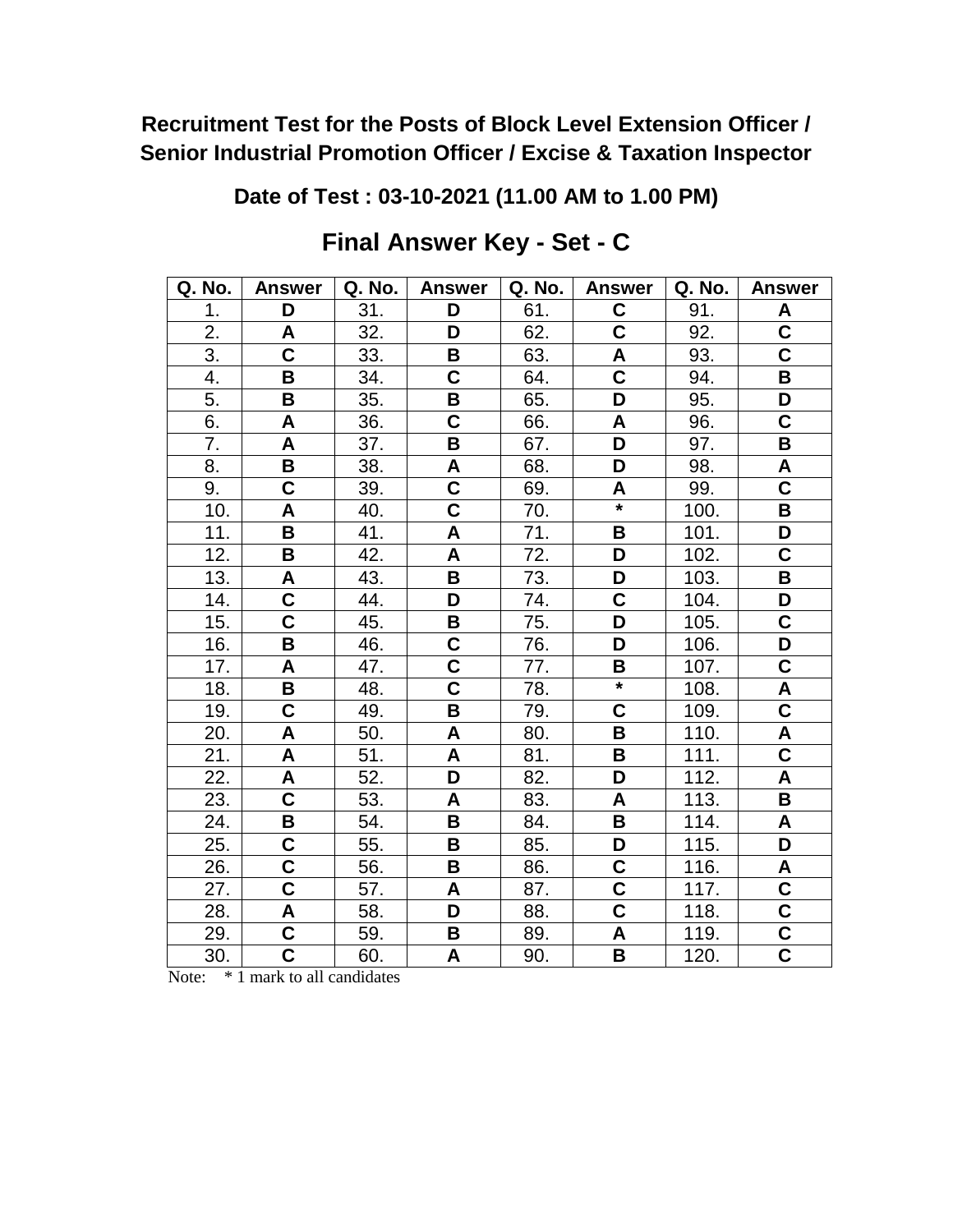**Recruitment Test for the Posts of Block Level Extension Officer / Senior Industrial Promotion Officer / Excise & Taxation Inspector**

**Date of Test : 03-10-2021 (11.00 AM to 1.00 PM)**

## Final Answer Key - Set - C

| Q. No. | Answer | Q. No. | Answer | Q. No. | Answer | Q. No. | Answer |
|---|---|---|---|---|---|---|---|
| 1. | D | 31. | D | 61. | C | 91. | A |
| 2. | A | 32. | D | 62. | C | 92. | C |
| 3. | C | 33. | B | 63. | A | 93. | C |
| 4. | B | 34. | C | 64. | C | 94. | B |
| 5. | B | 35. | B | 65. | D | 95. | D |
| 6. | A | 36. | C | 66. | A | 96. | C |
| 7. | A | 37. | B | 67. | D | 97. | B |
| 8. | B | 38. | A | 68. | D | 98. | A |
| 9. | C | 39. | C | 69. | A | 99. | C |
| 10. | A | 40. | C | 70. | * | 100. | B |
| 11. | B | 41. | A | 71. | B | 101. | D |
| 12. | B | 42. | A | 72. | D | 102. | C |
| 13. | A | 43. | B | 73. | D | 103. | B |
| 14. | C | 44. | D | 74. | C | 104. | D |
| 15. | C | 45. | B | 75. | D | 105. | C |
| 16. | B | 46. | C | 76. | D | 106. | D |
| 17. | A | 47. | C | 77. | B | 107. | C |
| 18. | B | 48. | C | 78. | * | 108. | A |
| 19. | C | 49. | B | 79. | C | 109. | C |
| 20. | A | 50. | A | 80. | B | 110. | A |
| 21. | A | 51. | A | 81. | B | 111. | C |
| 22. | A | 52. | D | 82. | D | 112. | A |
| 23. | C | 53. | A | 83. | A | 113. | B |
| 24. | B | 54. | B | 84. | B | 114. | A |
| 25. | C | 55. | B | 85. | D | 115. | D |
| 26. | C | 56. | B | 86. | C | 116. | A |
| 27. | C | 57. | A | 87. | C | 117. | C |
| 28. | A | 58. | D | 88. | C | 118. | C |
| 29. | C | 59. | B | 89. | A | 119. | C |
| 30. | C | 60. | A | 90. | B | 120. | C |

Note: * 1 mark to all candidates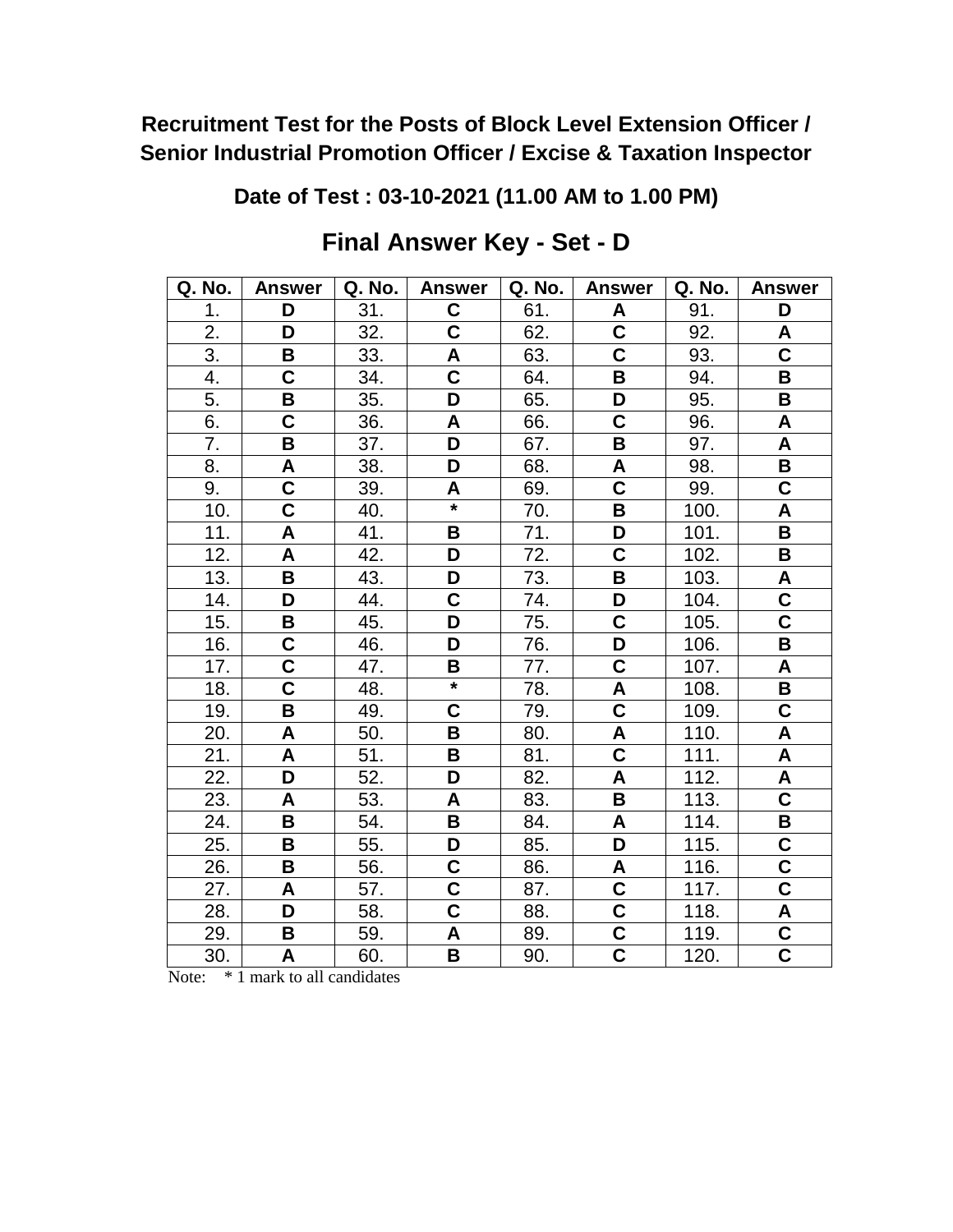**Recruitment Test for the Posts of Block Level Extension Officer / Senior Industrial Promotion Officer / Excise & Taxation Inspector**

**Date of Test : 03-10-2021 (11.00 AM to 1.00 PM)**

## Final Answer Key - Set - D

| Q. No. | Answer | Q. No. | Answer | Q. No. | Answer | Q. No. | Answer |
|---|---|---|---|---|---|---|---|
| 1. | D | 31. | C | 61. | A | 91. | D |
| 2. | D | 32. | C | 62. | C | 92. | A |
| 3. | B | 33. | A | 63. | C | 93. | C |
| 4. | C | 34. | C | 64. | B | 94. | B |
| 5. | B | 35. | D | 65. | D | 95. | B |
| 6. | C | 36. | A | 66. | C | 96. | A |
| 7. | B | 37. | D | 67. | B | 97. | A |
| 8. | A | 38. | D | 68. | A | 98. | B |
| 9. | C | 39. | A | 69. | C | 99. | C |
| 10. | C | 40. | * | 70. | B | 100. | A |
| 11. | A | 41. | B | 71. | D | 101. | B |
| 12. | A | 42. | D | 72. | C | 102. | B |
| 13. | B | 43. | D | 73. | B | 103. | A |
| 14. | D | 44. | C | 74. | D | 104. | C |
| 15. | B | 45. | D | 75. | C | 105. | C |
| 16. | C | 46. | D | 76. | D | 106. | B |
| 17. | C | 47. | B | 77. | C | 107. | A |
| 18. | C | 48. | * | 78. | A | 108. | B |
| 19. | B | 49. | C | 79. | C | 109. | C |
| 20. | A | 50. | B | 80. | A | 110. | A |
| 21. | A | 51. | B | 81. | C | 111. | A |
| 22. | D | 52. | D | 82. | A | 112. | A |
| 23. | A | 53. | A | 83. | B | 113. | C |
| 24. | B | 54. | B | 84. | A | 114. | B |
| 25. | B | 55. | D | 85. | D | 115. | C |
| 26. | B | 56. | C | 86. | A | 116. | C |
| 27. | A | 57. | C | 87. | C | 117. | C |
| 28. | D | 58. | C | 88. | C | 118. | A |
| 29. | B | 59. | A | 89. | C | 119. | C |
| 30. | A | 60. | B | 90. | C | 120. | C |

Note: * 1 mark to all candidates